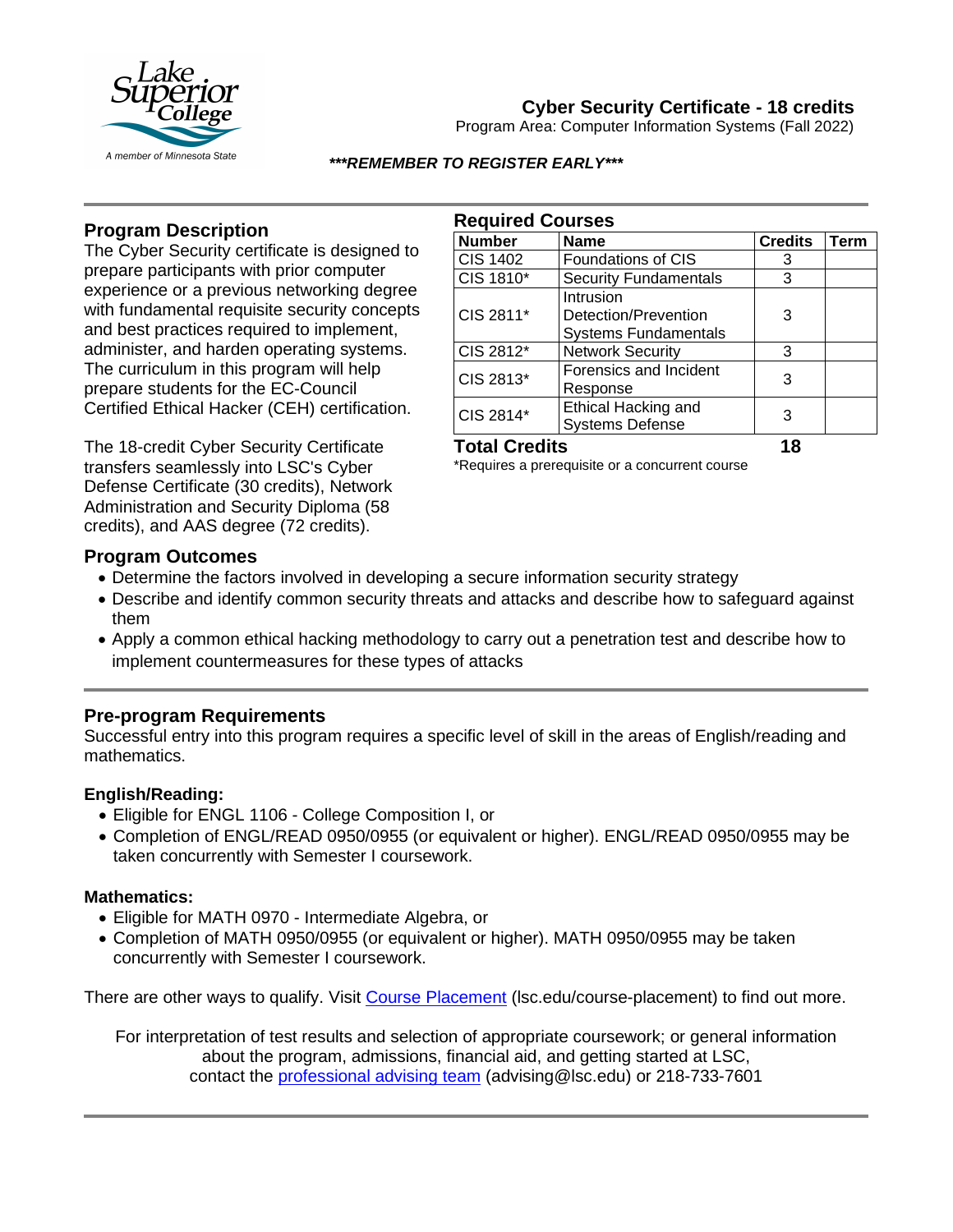Lake Superior College
A member of Minnesota State

# Cyber Security Certificate - 18 credits

Program Area: Computer Information Systems (Fall 2022)

***\*\*\*REMEMBER TO REGISTER EARLY\*\*\****

## Program Description

The Cyber Security certificate is designed to prepare participants with prior computer experience or a previous networking degree with fundamental requisite security concepts and best practices required to implement, administer, and harden operating systems. The curriculum in this program will help prepare students for the EC-Council Certified Ethical Hacker (CEH) certification.

The 18-credit Cyber Security Certificate transfers seamlessly into LSC's Cyber Defense Certificate (30 credits), Network Administration and Security Diploma (58 credits), and AAS degree (72 credits).

## Required Courses

| Number | Name | Credits | Term |
|---|---|---|---|
| CIS 1402 | Foundations of CIS | 3 | |
| CIS 1810* | Security Fundamentals | 3 | |
| CIS 2811* | Intrusion Detection/Prevention Systems Fundamentals | 3 | |
| CIS 2812* | Network Security | 3 | |
| CIS 2813* | Forensics and Incident Response | 3 | |
| CIS 2814* | Ethical Hacking and Systems Defense | 3 | |
| **Total Credits** | | **18** | |

*Requires a prerequisite or a concurrent course

## Program Outcomes

- Determine the factors involved in developing a secure information security strategy
- Describe and identify common security threats and attacks and describe how to safeguard against them
- Apply a common ethical hacking methodology to carry out a penetration test and describe how to implement countermeasures for these types of attacks

## Pre-program Requirements

Successful entry into this program requires a specific level of skill in the areas of English/reading and mathematics.

### English/Reading:

- Eligible for ENGL 1106 - College Composition I, or
- Completion of ENGL/READ 0950/0955 (or equivalent or higher). ENGL/READ 0950/0955 may be taken concurrently with Semester I coursework.

### Mathematics:

- Eligible for MATH 0970 - Intermediate Algebra, or
- Completion of MATH 0950/0955 (or equivalent or higher). MATH 0950/0955 may be taken concurrently with Semester I coursework.

There are other ways to qualify. Visit [Course Placement](lsc.edu/course-placement) (lsc.edu/course-placement) to find out more.

For interpretation of test results and selection of appropriate coursework; or general information about the program, admissions, financial aid, and getting started at LSC, contact the [professional advising team](mailto:advising@lsc.edu) (advising@lsc.edu) or 218-733-7601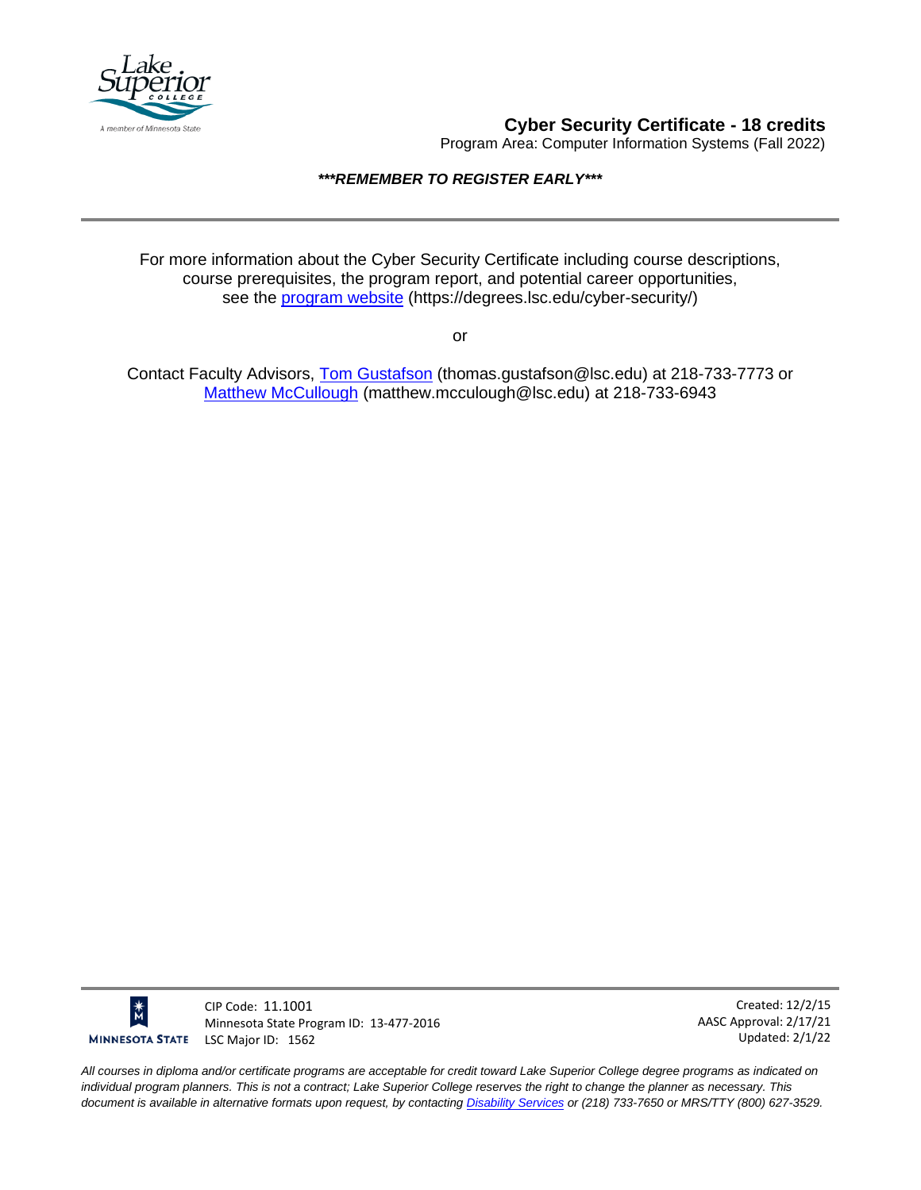**Cyber Security Certificate - 18 credits**

Program Area: Computer Information Systems (Fall 2022)

***\*\*\*REMEMBER TO REGISTER EARLY\*\*\****

---

For more information about the Cyber Security Certificate including course descriptions, course prerequisites, the program report, and potential career opportunities, see the [program website](https://degrees.lsc.edu/cyber-security/) (https://degrees.lsc.edu/cyber-security/)

or

Contact Faculty Advisors, [Tom Gustafson](mailto:thomas.gustafson@lsc.edu) (thomas.gustafson@lsc.edu) at 218-733-7773 or [Matthew McCullough](mailto:matthew.mcculough@lsc.edu) (matthew.mcculough@lsc.edu) at 218-733-6943

---

CIP Code: 11.1001
Minnesota State Program ID: 13-477-2016
LSC Major ID: 1562

Created: 12/2/15
AASC Approval: 2/17/21
Updated: 2/1/22

*All courses in diploma and/or certificate programs are acceptable for credit toward Lake Superior College degree programs as indicated on individual program planners. This is not a contract; Lake Superior College reserves the right to change the planner as necessary. This document is available in alternative formats upon request, by contacting Disability Services or (218) 733-7650 or MRS/TTY (800) 627-3529.*